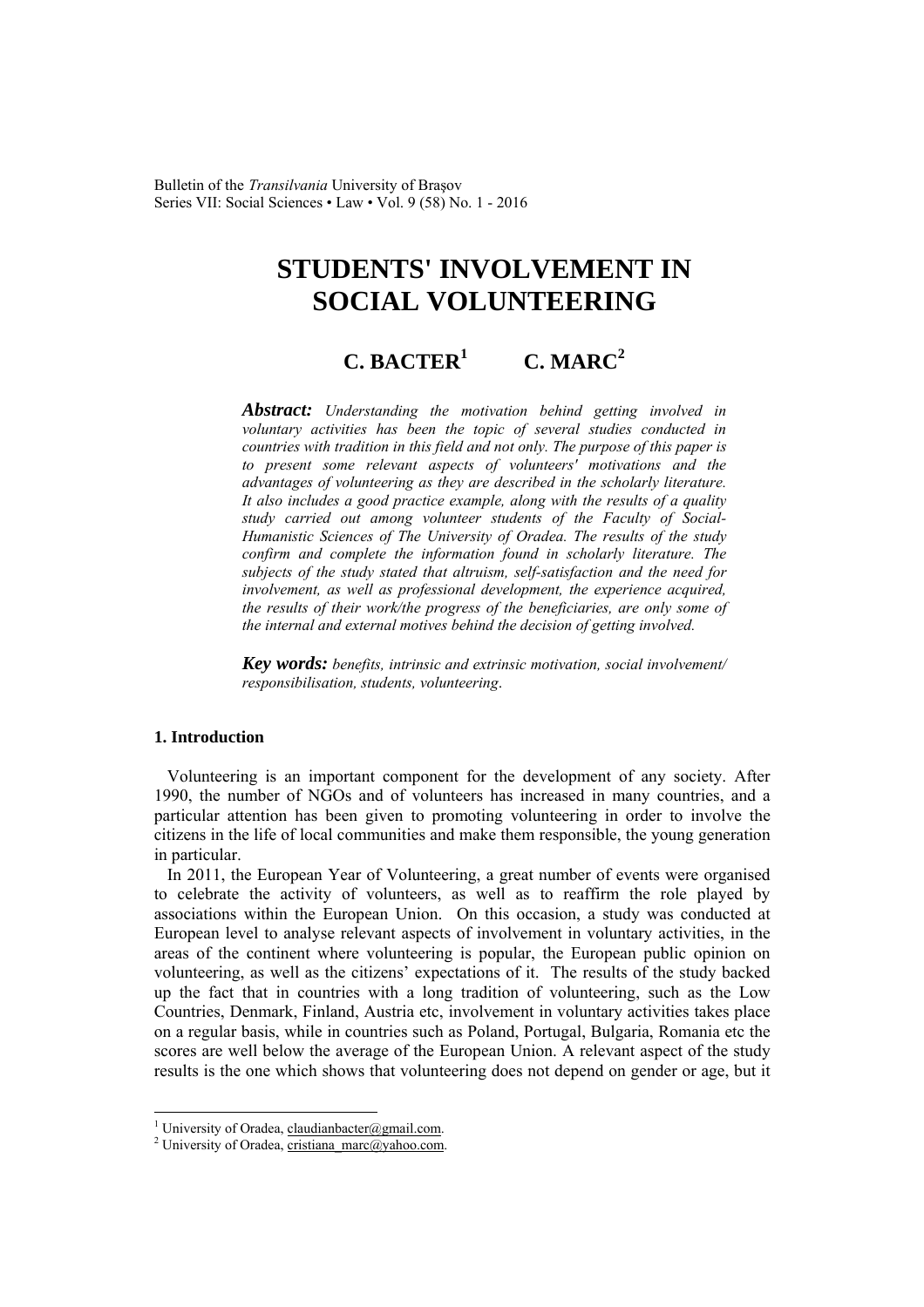# STUDENTS' INVOLVEMENT IN SOCIAL VOLUNTEERING

**C. BACTER[1] C. MARC[2]**

***Abstract:*** *Understanding the motivation behind getting involved in voluntary activities has been the topic of several studies conducted in countries with tradition in this field and not only. The purpose of this paper is to present some relevant aspects of volunteers' motivations and the advantages of volunteering as they are described in the scholarly literature. It also includes a good practice example, along with the results of a quality study carried out among volunteer students of the Faculty of Social-Humanistic Sciences of The University of Oradea. The results of the study confirm and complete the information found in scholarly literature. The subjects of the study stated that altruism, self-satisfaction and the need for involvement, as well as professional development, the experience acquired, the results of their work/the progress of the beneficiaries, are only some of the internal and external motives behind the decision of getting involved.*

***Key words:*** *benefits, intrinsic and extrinsic motivation, social involvement/ responsibilisation, students, volunteering.*

## 1. Introduction

Volunteering is an important component for the development of any society. After 1990, the number of NGOs and of volunteers has increased in many countries, and a particular attention has been given to promoting volunteering in order to involve the citizens in the life of local communities and make them responsible, the young generation in particular.

In 2011, the European Year of Volunteering, a great number of events were organised to celebrate the activity of volunteers, as well as to reaffirm the role played by associations within the European Union. On this occasion, a study was conducted at European level to analyse relevant aspects of involvement in voluntary activities, in the areas of the continent where volunteering is popular, the European public opinion on volunteering, as well as the citizens' expectations of it. The results of the study backed up the fact that in countries with a long tradition of volunteering, such as the Low Countries, Denmark, Finland, Austria etc, involvement in voluntary activities takes place on a regular basis, while in countries such as Poland, Portugal, Bulgaria, Romania etc the scores are well below the average of the European Union. A relevant aspect of the study results is the one which shows that volunteering does not depend on gender or age, but it

---

[1] University of Oradea, claudianbacter@gmail.com.

[2] University of Oradea, cristiana_marc@yahoo.com.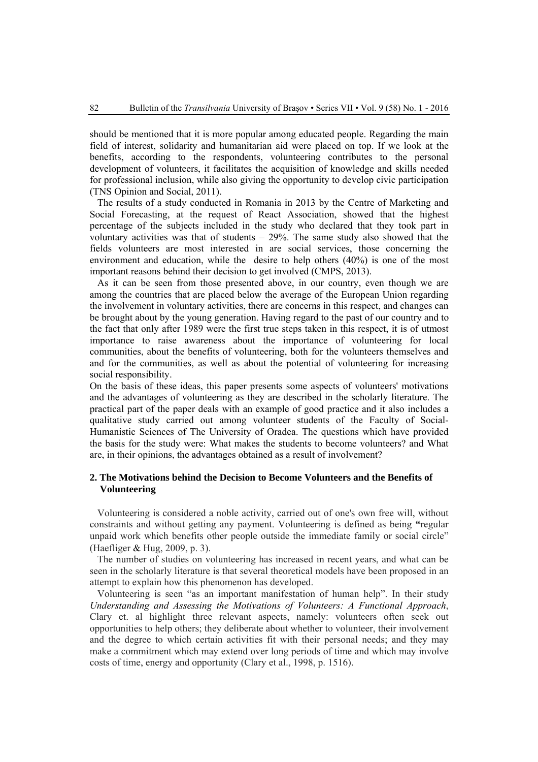should be mentioned that it is more popular among educated people. Regarding the main field of interest, solidarity and humanitarian aid were placed on top. If we look at the benefits, according to the respondents, volunteering contributes to the personal development of volunteers, it facilitates the acquisition of knowledge and skills needed for professional inclusion, while also giving the opportunity to develop civic participation (TNS Opinion and Social, 2011).

The results of a study conducted in Romania in 2013 by the Centre of Marketing and Social Forecasting, at the request of React Association, showed that the highest percentage of the subjects included in the study who declared that they took part in voluntary activities was that of students – 29%. The same study also showed that the fields volunteers are most interested in are social services, those concerning the environment and education, while the desire to help others (40%) is one of the most important reasons behind their decision to get involved (CMPS, 2013).

As it can be seen from those presented above, in our country, even though we are among the countries that are placed below the average of the European Union regarding the involvement in voluntary activities, there are concerns in this respect, and changes can be brought about by the young generation. Having regard to the past of our country and to the fact that only after 1989 were the first true steps taken in this respect, it is of utmost importance to raise awareness about the importance of volunteering for local communities, about the benefits of volunteering, both for the volunteers themselves and and for the communities, as well as about the potential of volunteering for increasing social responsibility.

On the basis of these ideas, this paper presents some aspects of volunteers' motivations and the advantages of volunteering as they are described in the scholarly literature. The practical part of the paper deals with an example of good practice and it also includes a qualitative study carried out among volunteer students of the Faculty of Social-Humanistic Sciences of The University of Oradea. The questions which have provided the basis for the study were: What makes the students to become volunteers? and What are, in their opinions, the advantages obtained as a result of involvement?

## 2. The Motivations behind the Decision to Become Volunteers and the Benefits of Volunteering

Volunteering is considered a noble activity, carried out of one's own free will, without constraints and without getting any payment. Volunteering is defined as being **"**regular unpaid work which benefits other people outside the immediate family or social circle" (Haefliger & Hug, 2009, p. 3).

The number of studies on volunteering has increased in recent years, and what can be seen in the scholarly literature is that several theoretical models have been proposed in an attempt to explain how this phenomenon has developed.

Volunteering is seen "as an important manifestation of human help". In their study *Understanding and Assessing the Motivations of Volunteers: A Functional Approach*, Clary et. al highlight three relevant aspects, namely: volunteers often seek out opportunities to help others; they deliberate about whether to volunteer, their involvement and the degree to which certain activities fit with their personal needs; and they may make a commitment which may extend over long periods of time and which may involve costs of time, energy and opportunity (Clary et al., 1998, p. 1516).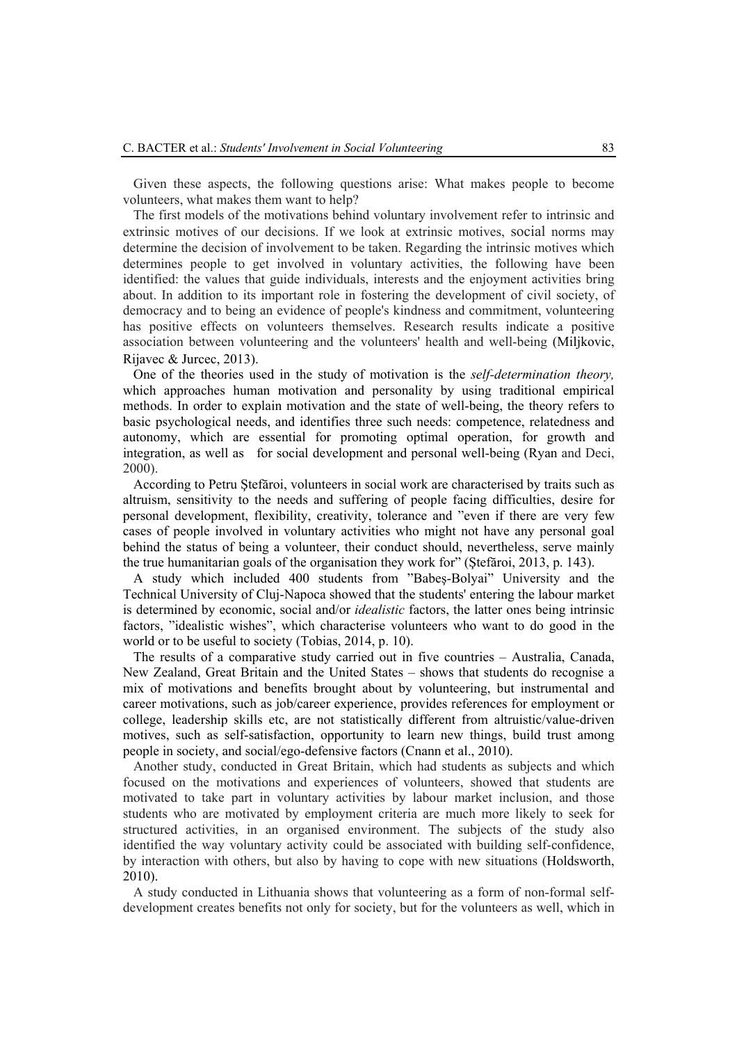Given these aspects, the following questions arise: What makes people to become volunteers, what makes them want to help?

The first models of the motivations behind voluntary involvement refer to intrinsic and extrinsic motives of our decisions. If we look at extrinsic motives, social norms may determine the decision of involvement to be taken. Regarding the intrinsic motives which determines people to get involved in voluntary activities, the following have been identified: the values that guide individuals, interests and the enjoyment activities bring about. In addition to its important role in fostering the development of civil society, of democracy and to being an evidence of people's kindness and commitment, volunteering has positive effects on volunteers themselves. Research results indicate a positive association between volunteering and the volunteers' health and well-being (Miljkovic, Rijavec & Jurcec, 2013).

One of the theories used in the study of motivation is the *self-determination theory,* which approaches human motivation and personality by using traditional empirical methods. In order to explain motivation and the state of well-being, the theory refers to basic psychological needs, and identifies three such needs: competence, relatedness and autonomy, which are essential for promoting optimal operation, for growth and integration, as well as for social development and personal well-being (Ryan and Deci, 2000).

According to Petru Ştefăroi, volunteers in social work are characterised by traits such as altruism, sensitivity to the needs and suffering of people facing difficulties, desire for personal development, flexibility, creativity, tolerance and "even if there are very few cases of people involved in voluntary activities who might not have any personal goal behind the status of being a volunteer, their conduct should, nevertheless, serve mainly the true humanitarian goals of the organisation they work for" (Ştefăroi, 2013, p. 143).

A study which included 400 students from "Babeş-Bolyai" University and the Technical University of Cluj-Napoca showed that the students' entering the labour market is determined by economic, social and/or *idealistic* factors, the latter ones being intrinsic factors, "idealistic wishes", which characterise volunteers who want to do good in the world or to be useful to society (Tobias, 2014, p. 10).

The results of a comparative study carried out in five countries – Australia, Canada, New Zealand, Great Britain and the United States – shows that students do recognise a mix of motivations and benefits brought about by volunteering, but instrumental and career motivations, such as job/career experience, provides references for employment or college, leadership skills etc, are not statistically different from altruistic/value-driven motives, such as self-satisfaction, opportunity to learn new things, build trust among people in society, and social/ego-defensive factors (Cnann et al., 2010).

Another study, conducted in Great Britain, which had students as subjects and which focused on the motivations and experiences of volunteers, showed that students are motivated to take part in voluntary activities by labour market inclusion, and those students who are motivated by employment criteria are much more likely to seek for structured activities, in an organised environment. The subjects of the study also identified the way voluntary activity could be associated with building self-confidence, by interaction with others, but also by having to cope with new situations (Holdsworth, 2010).

A study conducted in Lithuania shows that volunteering as a form of non-formal self-development creates benefits not only for society, but for the volunteers as well, which in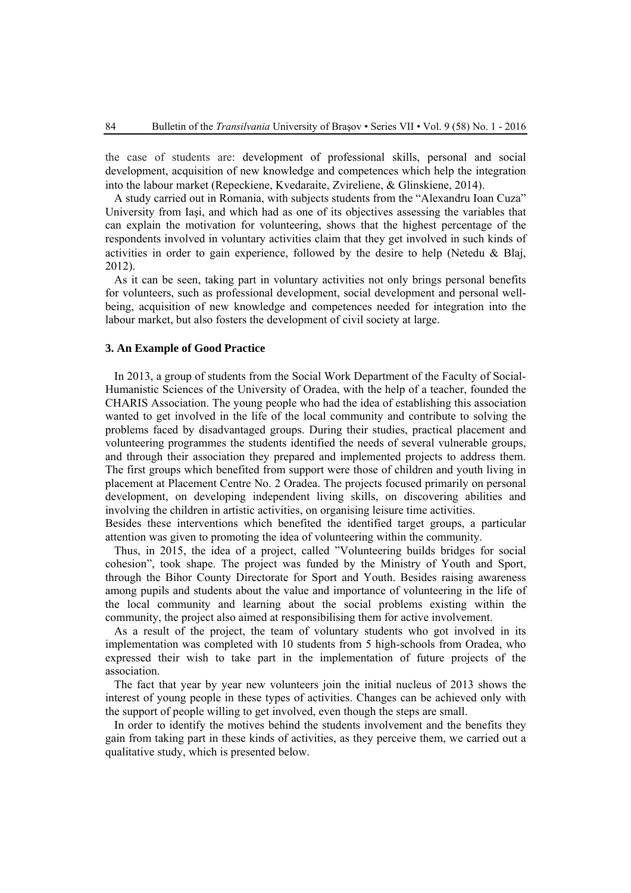the case of students are: development of professional skills, personal and social development, acquisition of new knowledge and competences which help the integration into the labour market (Repeckiene, Kvedaraite, Zvireliene, & Glinskiene, 2014).

A study carried out in Romania, with subjects students from the "Alexandru Ioan Cuza" University from Iaşi, and which had as one of its objectives assessing the variables that can explain the motivation for volunteering, shows that the highest percentage of the respondents involved in voluntary activities claim that they get involved in such kinds of activities in order to gain experience, followed by the desire to help (Netedu & Blaj, 2012).

As it can be seen, taking part in voluntary activities not only brings personal benefits for volunteers, such as professional development, social development and personal well-being, acquisition of new knowledge and competences needed for integration into the labour market, but also fosters the development of civil society at large.

### 3. An Example of Good Practice

In 2013, a group of students from the Social Work Department of the Faculty of Social-Humanistic Sciences of the University of Oradea, with the help of a teacher, founded the CHARIS Association. The young people who had the idea of establishing this association wanted to get involved in the life of the local community and contribute to solving the problems faced by disadvantaged groups. During their studies, practical placement and volunteering programmes the students identified the needs of several vulnerable groups, and through their association they prepared and implemented projects to address them. The first groups which benefited from support were those of children and youth living in placement at Placement Centre No. 2 Oradea. The projects focused primarily on personal development, on developing independent living skills, on discovering abilities and involving the children in artistic activities, on organising leisure time activities.

Besides these interventions which benefited the identified target groups, a particular attention was given to promoting the idea of volunteering within the community.

Thus, in 2015, the idea of a project, called "Volunteering builds bridges for social cohesion", took shape. The project was funded by the Ministry of Youth and Sport, through the Bihor County Directorate for Sport and Youth. Besides raising awareness among pupils and students about the value and importance of volunteering in the life of the local community and learning about the social problems existing within the community, the project also aimed at responsibilising them for active involvement.

As a result of the project, the team of voluntary students who got involved in its implementation was completed with 10 students from 5 high-schools from Oradea, who expressed their wish to take part in the implementation of future projects of the association.

The fact that year by year new volunteers join the initial nucleus of 2013 shows the interest of young people in these types of activities. Changes can be achieved only with the support of people willing to get involved, even though the steps are small.

In order to identify the motives behind the students involvement and the benefits they gain from taking part in these kinds of activities, as they perceive them, we carried out a qualitative study, which is presented below.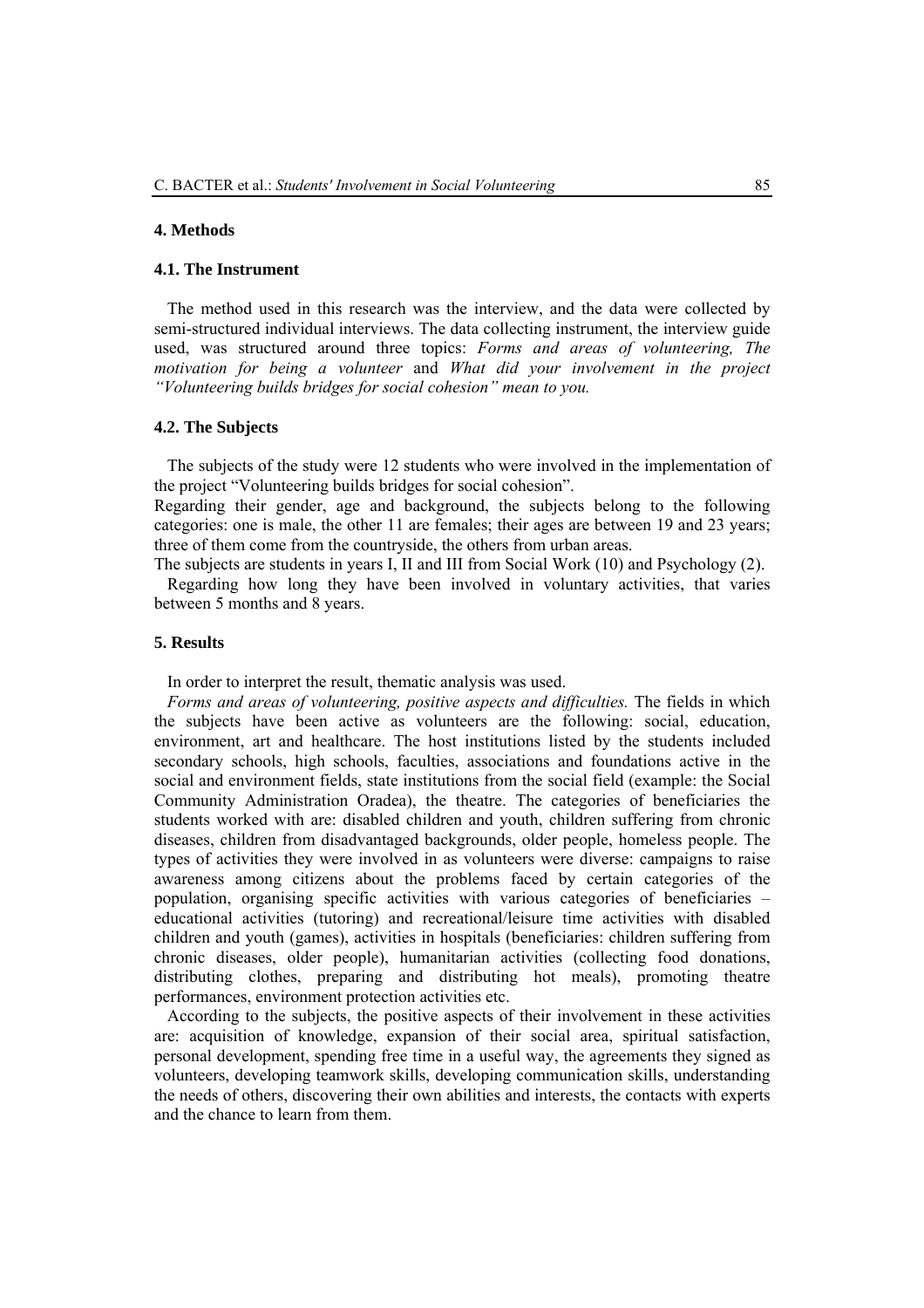## 4. Methods

### 4.1. The Instrument

The method used in this research was the interview, and the data were collected by semi-structured individual interviews. The data collecting instrument, the interview guide used, was structured around three topics: *Forms and areas of volunteering, The motivation for being a volunteer* and *What did your involvement in the project "Volunteering builds bridges for social cohesion" mean to you.*

### 4.2. The Subjects

The subjects of the study were 12 students who were involved in the implementation of the project "Volunteering builds bridges for social cohesion".

Regarding their gender, age and background, the subjects belong to the following categories: one is male, the other 11 are females; their ages are between 19 and 23 years; three of them come from the countryside, the others from urban areas.

The subjects are students in years I, II and III from Social Work (10) and Psychology (2).

Regarding how long they have been involved in voluntary activities, that varies between 5 months and 8 years.

## 5. Results

In order to interpret the result, thematic analysis was used.

*Forms and areas of volunteering, positive aspects and difficulties.* The fields in which the subjects have been active as volunteers are the following: social, education, environment, art and healthcare. The host institutions listed by the students included secondary schools, high schools, faculties, associations and foundations active in the social and environment fields, state institutions from the social field (example: the Social Community Administration Oradea), the theatre. The categories of beneficiaries the students worked with are: disabled children and youth, children suffering from chronic diseases, children from disadvantaged backgrounds, older people, homeless people. The types of activities they were involved in as volunteers were diverse: campaigns to raise awareness among citizens about the problems faced by certain categories of the population, organising specific activities with various categories of beneficiaries – educational activities (tutoring) and recreational/leisure time activities with disabled children and youth (games), activities in hospitals (beneficiaries: children suffering from chronic diseases, older people), humanitarian activities (collecting food donations, distributing clothes, preparing and distributing hot meals), promoting theatre performances, environment protection activities etc.

According to the subjects, the positive aspects of their involvement in these activities are: acquisition of knowledge, expansion of their social area, spiritual satisfaction, personal development, spending free time in a useful way, the agreements they signed as volunteers, developing teamwork skills, developing communication skills, understanding the needs of others, discovering their own abilities and interests, the contacts with experts and the chance to learn from them.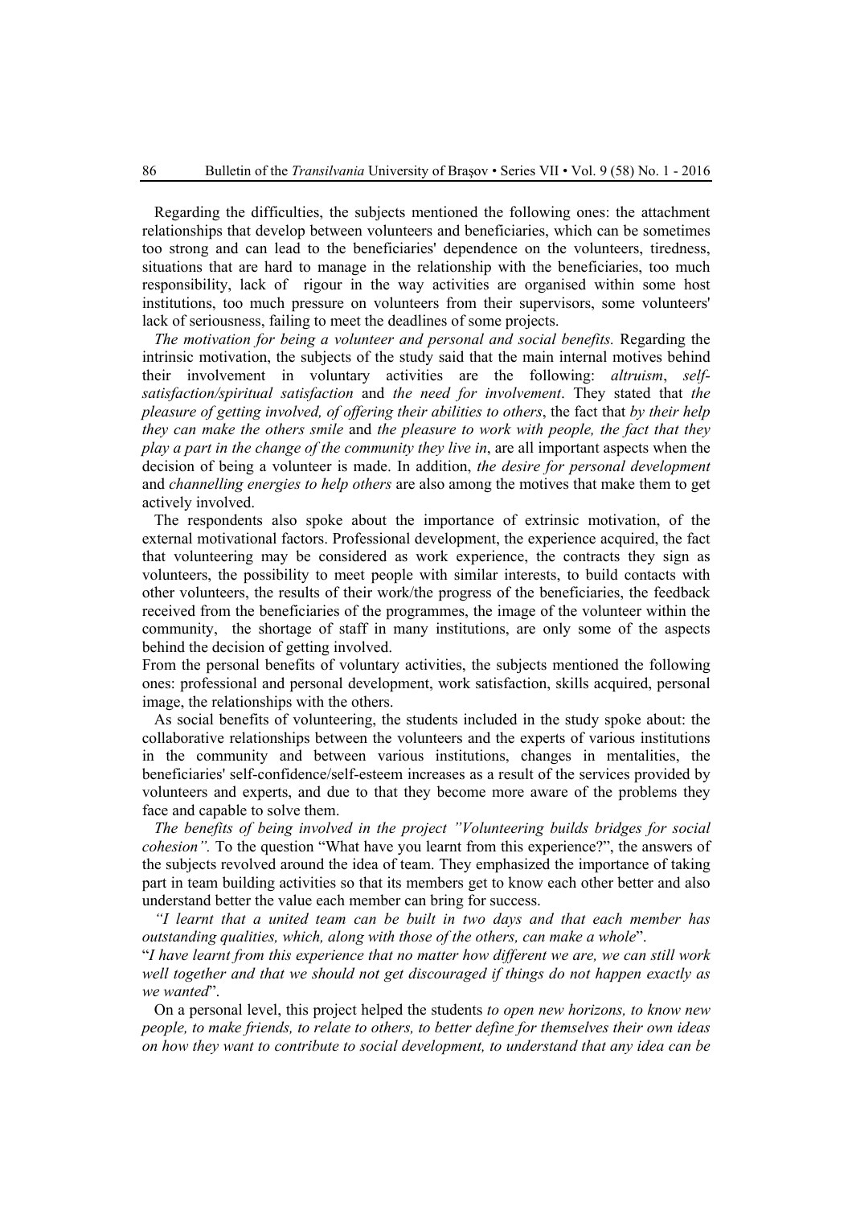Regarding the difficulties, the subjects mentioned the following ones: the attachment relationships that develop between volunteers and beneficiaries, which can be sometimes too strong and can lead to the beneficiaries' dependence on the volunteers, tiredness, situations that are hard to manage in the relationship with the beneficiaries, too much responsibility, lack of rigour in the way activities are organised within some host institutions, too much pressure on volunteers from their supervisors, some volunteers' lack of seriousness, failing to meet the deadlines of some projects.

*The motivation for being a volunteer and personal and social benefits.* Regarding the intrinsic motivation, the subjects of the study said that the main internal motives behind their involvement in voluntary activities are the following: *altruism*, *self-satisfaction/spiritual satisfaction* and *the need for involvement*. They stated that *the pleasure of getting involved, of offering their abilities to others*, the fact that *by their help they can make the others smile* and *the pleasure to work with people, the fact that they play a part in the change of the community they live in*, are all important aspects when the decision of being a volunteer is made. In addition, *the desire for personal development* and *channelling energies to help others* are also among the motives that make them to get actively involved.

The respondents also spoke about the importance of extrinsic motivation, of the external motivational factors. Professional development, the experience acquired, the fact that volunteering may be considered as work experience, the contracts they sign as volunteers, the possibility to meet people with similar interests, to build contacts with other volunteers, the results of their work/the progress of the beneficiaries, the feedback received from the beneficiaries of the programmes, the image of the volunteer within the community, the shortage of staff in many institutions, are only some of the aspects behind the decision of getting involved.

From the personal benefits of voluntary activities, the subjects mentioned the following ones: professional and personal development, work satisfaction, skills acquired, personal image, the relationships with the others.

As social benefits of volunteering, the students included in the study spoke about: the collaborative relationships between the volunteers and the experts of various institutions in the community and between various institutions, changes in mentalities, the beneficiaries' self-confidence/self-esteem increases as a result of the services provided by volunteers and experts, and due to that they become more aware of the problems they face and capable to solve them.

*The benefits of being involved in the project "Volunteering builds bridges for social cohesion".* To the question "What have you learnt from this experience?", the answers of the subjects revolved around the idea of team. They emphasized the importance of taking part in team building activities so that its members get to know each other better and also understand better the value each member can bring for success.

*"I learnt that a united team can be built in two days and that each member has outstanding qualities, which, along with those of the others, can make a whole*".

"*I have learnt from this experience that no matter how different we are, we can still work well together and that we should not get discouraged if things do not happen exactly as we wanted*".

On a personal level, this project helped the students *to open new horizons, to know new people, to make friends, to relate to others, to better define for themselves their own ideas on how they want to contribute to social development, to understand that any idea can be*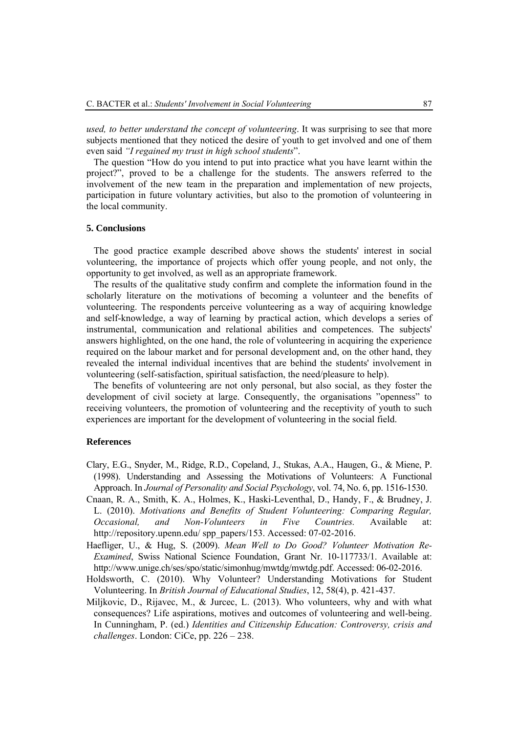*used, to better understand the concept of volunteering*. It was surprising to see that more subjects mentioned that they noticed the desire of youth to get involved and one of them even said *"I regained my trust in high school students*".

The question "How do you intend to put into practice what you have learnt within the project?", proved to be a challenge for the students. The answers referred to the involvement of the new team in the preparation and implementation of new projects, participation in future voluntary activities, but also to the promotion of volunteering in the local community.

## 5. Conclusions

The good practice example described above shows the students' interest in social volunteering, the importance of projects which offer young people, and not only, the opportunity to get involved, as well as an appropriate framework.

The results of the qualitative study confirm and complete the information found in the scholarly literature on the motivations of becoming a volunteer and the benefits of volunteering. The respondents perceive volunteering as a way of acquiring knowledge and self-knowledge, a way of learning by practical action, which develops a series of instrumental, communication and relational abilities and competences. The subjects' answers highlighted, on the one hand, the role of volunteering in acquiring the experience required on the labour market and for personal development and, on the other hand, they revealed the internal individual incentives that are behind the students' involvement in volunteering (self-satisfaction, spiritual satisfaction, the need/pleasure to help).

The benefits of volunteering are not only personal, but also social, as they foster the development of civil society at large. Consequently, the organisations "openness" to receiving volunteers, the promotion of volunteering and the receptivity of youth to such experiences are important for the development of volunteering in the social field.

## References

Clary, E.G., Snyder, M., Ridge, R.D., Copeland, J., Stukas, A.A., Haugen, G., & Miene, P. (1998). Understanding and Assessing the Motivations of Volunteers: A Functional Approach. In *Journal of Personality and Social Psychology*, vol. 74, No. 6, pp. 1516-1530.

Cnaan, R. A., Smith, K. A., Holmes, K., Haski-Leventhal, D., Handy, F., & Brudney, J. L. (2010). *Motivations and Benefits of Student Volunteering: Comparing Regular, Occasional, and Non-Volunteers in Five Countries.* Available at: http://repository.upenn.edu/ spp_papers/153. Accessed: 07-02-2016.

Haefliger, U., & Hug, S. (2009). *Mean Well to Do Good? Volunteer Motivation Re-Examined*, Swiss National Science Foundation, Grant Nr. 10-117733/1. Available at: http://www.unige.ch/ses/spo/static/simonhug/mwtdg/mwtdg.pdf. Accessed: 06-02-2016.

Holdsworth, C. (2010). Why Volunteer? Understanding Motivations for Student Volunteering. In *British Journal of Educational Studies*, 12, 58(4), p. 421-437.

Miljkovic, D., Rijavec, M., & Jurcec, L. (2013). Who volunteers, why and with what consequences? Life aspirations, motives and outcomes of volunteering and well-being. In Cunningham, P. (ed.) *Identities and Citizenship Education: Controversy, crisis and challenges*. London: CiCe, pp. 226 – 238.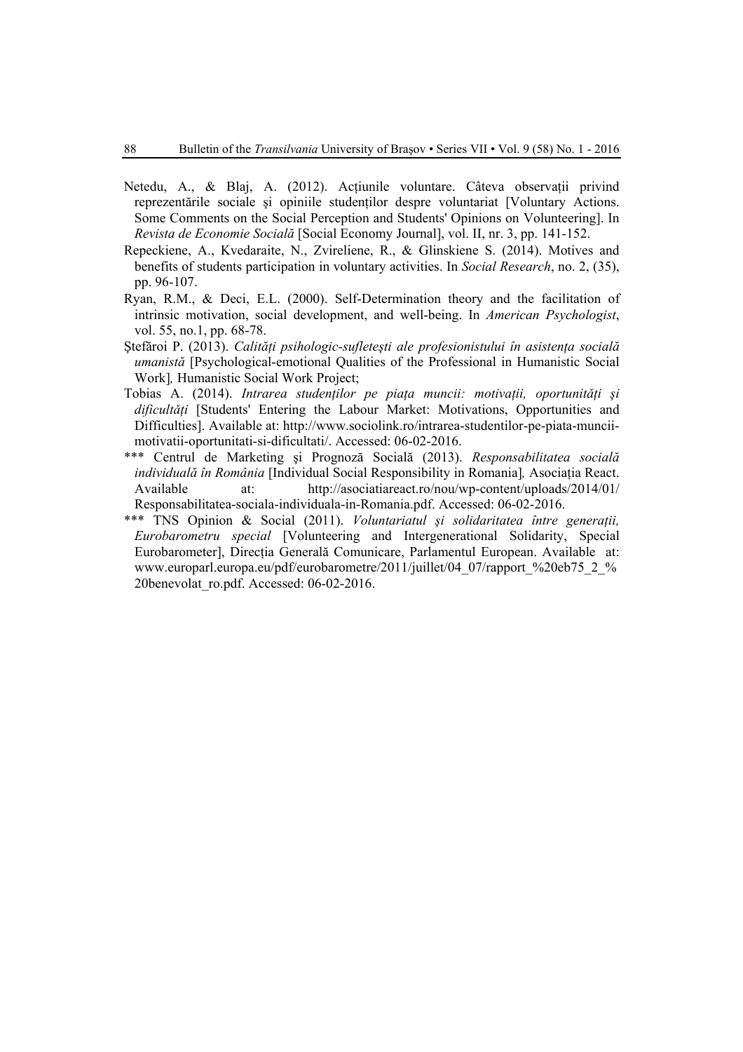Netedu, A., & Blaj, A. (2012). Acțiunile voluntare. Câteva observații privind reprezentările sociale şi opiniile studenților despre voluntariat [Voluntary Actions. Some Comments on the Social Perception and Students' Opinions on Volunteering]. In *Revista de Economie Socială* [Social Economy Journal], vol. II, nr. 3, pp. 141-152.

Repeckiene, A., Kvedaraite, N., Zvireliene, R., & Glinskiene S. (2014). Motives and benefits of students participation in voluntary activities. In *Social Research*, no. 2, (35), pp. 96-107.

Ryan, R.M., & Deci, E.L. (2000). Self-Determination theory and the facilitation of intrinsic motivation, social development, and well-being. In *American Psychologist*, vol. 55, no.1, pp. 68-78.

Ştefăroi P. (2013). *Calități psihologic-sufleteşti ale profesionistului în asistența socială umanistă* [Psychological-emotional Qualities of the Professional in Humanistic Social Work], Humanistic Social Work Project;

Tobias A. (2014). *Intrarea studenților pe piața muncii: motivații, oportunități şi dificultăți* [Students' Entering the Labour Market: Motivations, Opportunities and Difficulties]. Available at: http://www.sociolink.ro/intrarea-studentilor-pe-piata-muncii-motivatii-oportunitati-si-dificultati/. Accessed: 06-02-2016.

*** Centrul de Marketing şi Prognoză Socială (2013). *Responsabilitatea socială individuală în România* [Individual Social Responsibility in Romania], Asociația React. Available at: http://asociatiareact.ro/nou/wp-content/uploads/2014/01/Responsabilitatea-sociala-individuala-in-Romania.pdf. Accessed: 06-02-2016.

*** TNS Opinion & Social (2011). *Voluntariatul şi solidaritatea între generații, Eurobarometru special* [Volunteering and Intergenerational Solidarity, Special Eurobarometer], Direcția Generală Comunicare, Parlamentul European. Available at: www.europarl.europa.eu/pdf/eurobarometre/2011/juillet/04_07/rapport_%20eb75_2_%20benevolat_ro.pdf. Accessed: 06-02-2016.